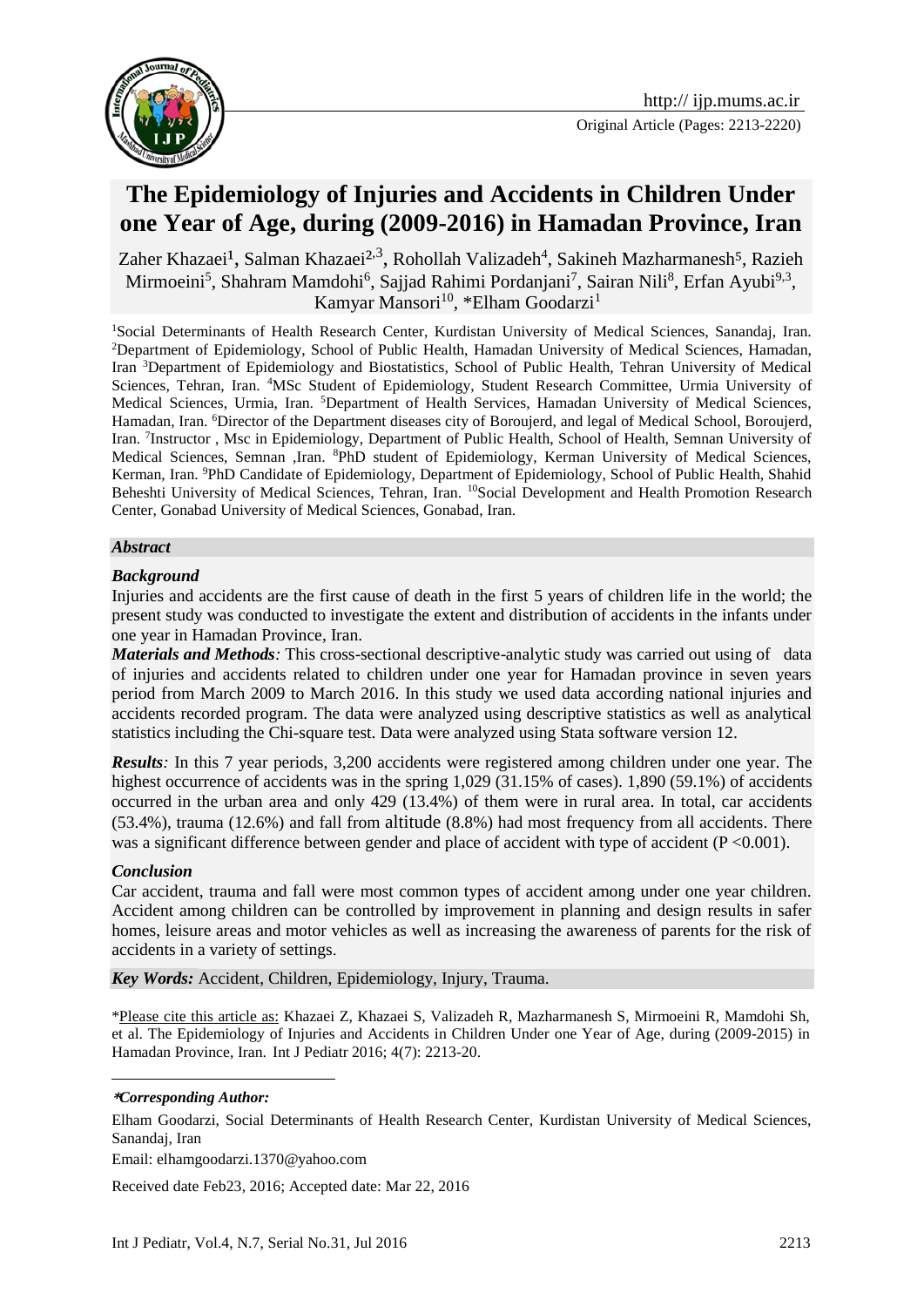# The Epidemiology of Injuries and Accidents in Children Under one Year of Age, during (2009-2016) in Hamadan Province, Iran

Zaher Khazaei[1], Salman Khazaei[2,3], Rohollah Valizadeh[4], Sakineh Mazharmanesh[5], Razieh Mirmoeini[5], Shahram Mamdohi[6], Sajjad Rahimi Pordanjani[7], Sairan Nili[8], Erfan Ayubi[9,3], Kamyar Mansori[10], *Elham Goodarzi[1]

[1]Social Determinants of Health Research Center, Kurdistan University of Medical Sciences, Sanandaj, Iran. [2]Department of Epidemiology, School of Public Health, Hamadan University of Medical Sciences, Hamadan, Iran [3]Department of Epidemiology and Biostatistics, School of Public Health, Tehran University of Medical Sciences, Tehran, Iran. [4]MSc Student of Epidemiology, Student Research Committee, Urmia University of Medical Sciences, Urmia, Iran. [5]Department of Health Services, Hamadan University of Medical Sciences, Hamadan, Iran. [6]Director of the Department diseases city of Boroujerd, and legal of Medical School, Boroujerd, Iran. [7]Instructor , Msc in Epidemiology, Department of Public Health, School of Health, Semnan University of Medical Sciences, Semnan ,Iran. [8]PhD student of Epidemiology, Kerman University of Medical Sciences, Kerman, Iran. [9]PhD Candidate of Epidemiology, Department of Epidemiology, School of Public Health, Shahid Beheshti University of Medical Sciences, Tehran, Iran. [10]Social Development and Health Promotion Research Center, Gonabad University of Medical Sciences, Gonabad, Iran.

### *Abstract*

***Background***

Injuries and accidents are the first cause of death in the first 5 years of children life in the world; the present study was conducted to investigate the extent and distribution of accidents in the infants under one year in Hamadan Province, Iran.

***Materials and Methods****:* This cross-sectional descriptive-analytic study was carried out using of data of injuries and accidents related to children under one year for Hamadan province in seven years period from March 2009 to March 2016. In this study we used data according national injuries and accidents recorded program. The data were analyzed using descriptive statistics as well as analytical statistics including the Chi-square test. Data were analyzed using Stata software version 12.

***Results****:* In this 7 year periods, 3,200 accidents were registered among children under one year. The highest occurrence of accidents was in the spring 1,029 (31.15% of cases). 1,890 (59.1%) of accidents occurred in the urban area and only 429 (13.4%) of them were in rural area. In total, car accidents (53.4%), trauma (12.6%) and fall from altitude (8.8%) had most frequency from all accidents. There was a significant difference between gender and place of accident with type of accident ($P < 0.001$).

***Conclusion***

Car accident, trauma and fall were most common types of accident among under one year children. Accident among children can be controlled by improvement in planning and design results in safer homes, leisure areas and motor vehicles as well as increasing the awareness of parents for the risk of accidents in a variety of settings.

***Key Words:*** Accident, Children, Epidemiology, Injury, Trauma.

\*Please cite this article as: Khazaei Z, Khazaei S, Valizadeh R, Mazharmanesh S, Mirmoeini R, Mamdohi Sh, et al. The Epidemiology of Injuries and Accidents in Children Under one Year of Age, during (2009-2015) in Hamadan Province, Iran. Int J Pediatr 2016; 4(7): 2213-20.

---

***\*Corresponding Author:***

Elham Goodarzi, Social Determinants of Health Research Center, Kurdistan University of Medical Sciences, Sanandaj, Iran

Email: elhamgoodarzi.1370@yahoo.com

Received date Feb23, 2016; Accepted date: Mar 22, 2016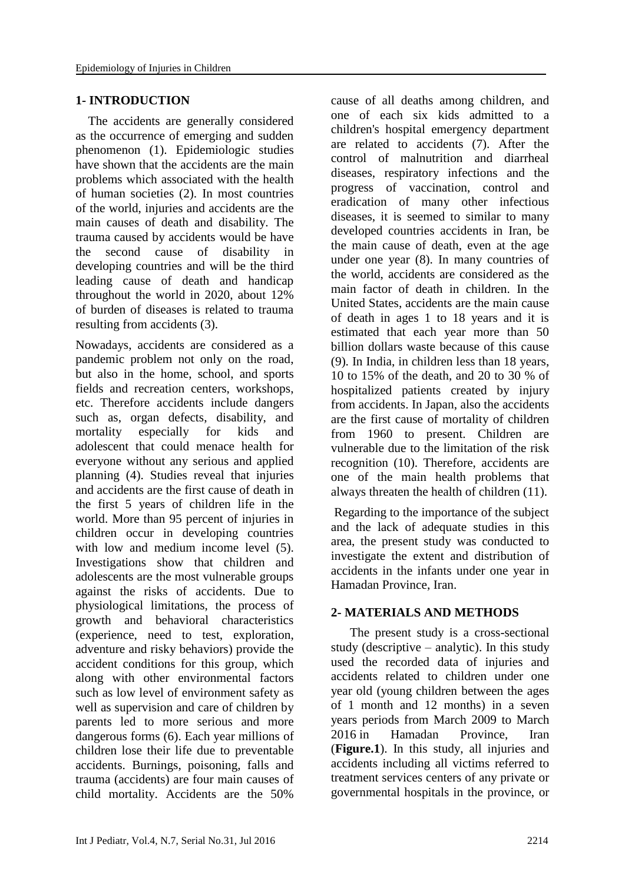## 1- INTRODUCTION

The accidents are generally considered as the occurrence of emerging and sudden phenomenon (1). Epidemiologic studies have shown that the accidents are the main problems which associated with the health of human societies (2). In most countries of the world, injuries and accidents are the main causes of death and disability. The trauma caused by accidents would be have the second cause of disability in developing countries and will be the third leading cause of death and handicap throughout the world in 2020, about 12% of burden of diseases is related to trauma resulting from accidents (3).

Nowadays, accidents are considered as a pandemic problem not only on the road, but also in the home, school, and sports fields and recreation centers, workshops, etc. Therefore accidents include dangers such as, organ defects, disability, and mortality especially for kids and adolescent that could menace health for everyone without any serious and applied planning (4). Studies reveal that injuries and accidents are the first cause of death in the first 5 years of children life in the world. More than 95 percent of injuries in children occur in developing countries with low and medium income level (5). Investigations show that children and adolescents are the most vulnerable groups against the risks of accidents. Due to physiological limitations, the process of growth and behavioral characteristics (experience, need to test, exploration, adventure and risky behaviors) provide the accident conditions for this group, which along with other environmental factors such as low level of environment safety as well as supervision and care of children by parents led to more serious and more dangerous forms (6). Each year millions of children lose their life due to preventable accidents. Burnings, poisoning, falls and trauma (accidents) are four main causes of child mortality. Accidents are the 50% cause of all deaths among children, and one of each six kids admitted to a children's hospital emergency department are related to accidents (7). After the control of malnutrition and diarrheal diseases, respiratory infections and the progress of vaccination, control and eradication of many other infectious diseases, it is seemed to similar to many developed countries accidents in Iran, be the main cause of death, even at the age under one year (8). In many countries of the world, accidents are considered as the main factor of death in children. In the United States, accidents are the main cause of death in ages 1 to 18 years and it is estimated that each year more than 50 billion dollars waste because of this cause (9). In India, in children less than 18 years, 10 to 15% of the death, and 20 to 30 % of hospitalized patients created by injury from accidents. In Japan, also the accidents are the first cause of mortality of children from 1960 to present. Children are vulnerable due to the limitation of the risk recognition (10). Therefore, accidents are one of the main health problems that always threaten the health of children (11).

Regarding to the importance of the subject and the lack of adequate studies in this area, the present study was conducted to investigate the extent and distribution of accidents in the infants under one year in Hamadan Province, Iran.

## 2- MATERIALS AND METHODS

The present study is a cross-sectional study (descriptive – analytic). In this study used the recorded data of injuries and accidents related to children under one year old (young children between the ages of 1 month and 12 months) in a seven years periods from March 2009 to March 2016 in Hamadan Province, Iran (**Figure.1**). In this study, all injuries and accidents including all victims referred to treatment services centers of any private or governmental hospitals in the province, or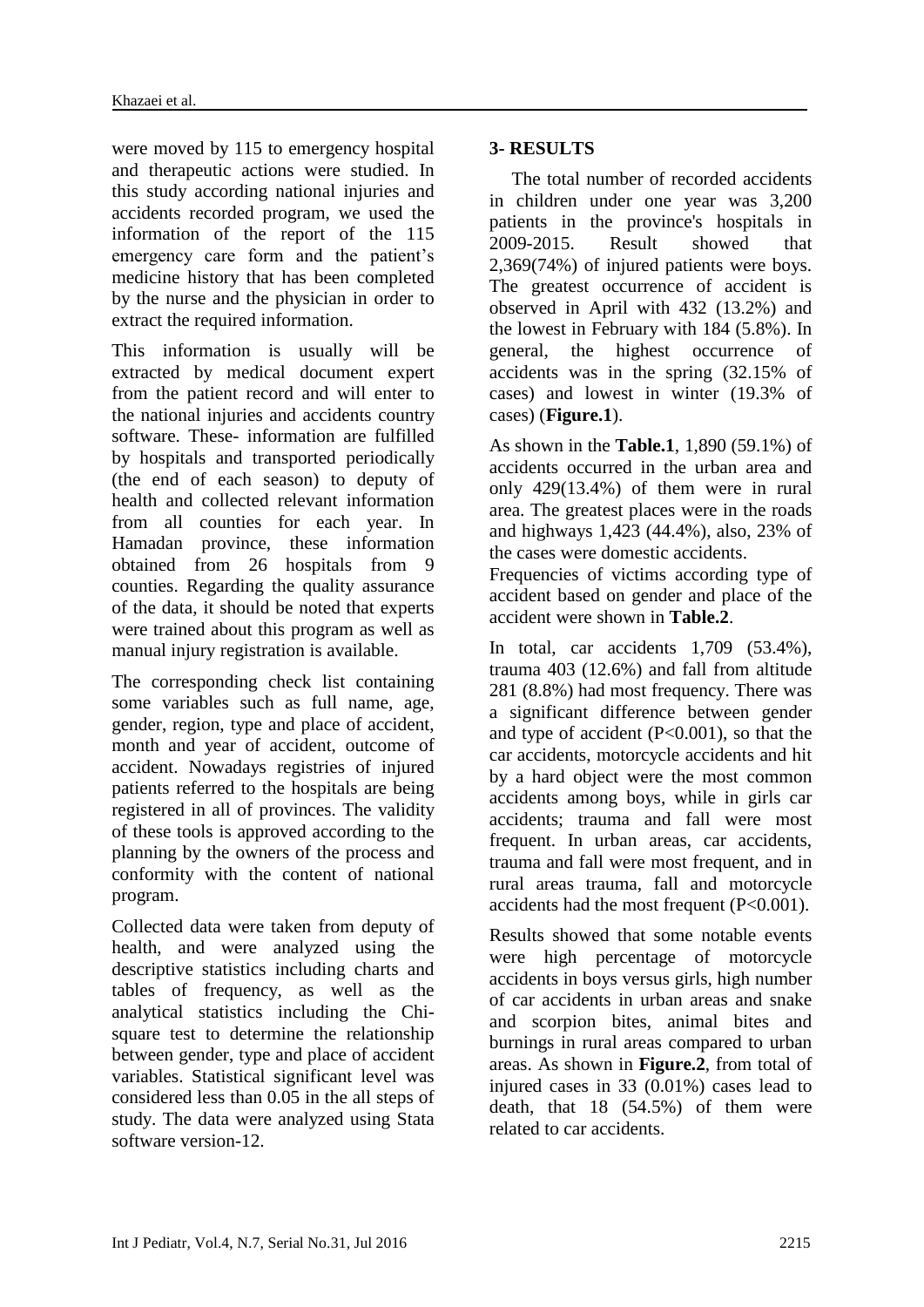were moved by 115 to emergency hospital and therapeutic actions were studied. In this study according national injuries and accidents recorded program, we used the information of the report of the 115 emergency care form and the patient's medicine history that has been completed by the nurse and the physician in order to extract the required information.

This information is usually will be extracted by medical document expert from the patient record and will enter to the national injuries and accidents country software. These- information are fulfilled by hospitals and transported periodically (the end of each season) to deputy of health and collected relevant information from all counties for each year. In Hamadan province, these information obtained from 26 hospitals from 9 counties. Regarding the quality assurance of the data, it should be noted that experts were trained about this program as well as manual injury registration is available.

The corresponding check list containing some variables such as full name, age, gender, region, type and place of accident, month and year of accident, outcome of accident. Nowadays registries of injured patients referred to the hospitals are being registered in all of provinces. The validity of these tools is approved according to the planning by the owners of the process and conformity with the content of national program.

Collected data were taken from deputy of health, and were analyzed using the descriptive statistics including charts and tables of frequency, as well as the analytical statistics including the Chi-square test to determine the relationship between gender, type and place of accident variables. Statistical significant level was considered less than 0.05 in the all steps of study. The data were analyzed using Stata software version-12.

## 3- RESULTS

The total number of recorded accidents in children under one year was 3,200 patients in the province's hospitals in 2009-2015. Result showed that 2,369(74%) of injured patients were boys. The greatest occurrence of accident is observed in April with 432 (13.2%) and the lowest in February with 184 (5.8%). In general, the highest occurrence of accidents was in the spring (32.15% of cases) and lowest in winter (19.3% of cases) (**Figure.1**).

As shown in the **Table.1**, 1,890 (59.1%) of accidents occurred in the urban area and only 429(13.4%) of them were in rural area. The greatest places were in the roads and highways 1,423 (44.4%), also, 23% of the cases were domestic accidents.

Frequencies of victims according type of accident based on gender and place of the accident were shown in **Table.2**.

In total, car accidents 1,709 (53.4%), trauma 403 (12.6%) and fall from altitude 281 (8.8%) had most frequency. There was a significant difference between gender and type of accident ($P<0.001$), so that the car accidents, motorcycle accidents and hit by a hard object were the most common accidents among boys, while in girls car accidents; trauma and fall were most frequent. In urban areas, car accidents, trauma and fall were most frequent, and in rural areas trauma, fall and motorcycle accidents had the most frequent ($P<0.001$).

Results showed that some notable events were high percentage of motorcycle accidents in boys versus girls, high number of car accidents in urban areas and snake and scorpion bites, animal bites and burnings in rural areas compared to urban areas. As shown in **Figure.2**, from total of injured cases in 33 (0.01%) cases lead to death, that 18 (54.5%) of them were related to car accidents.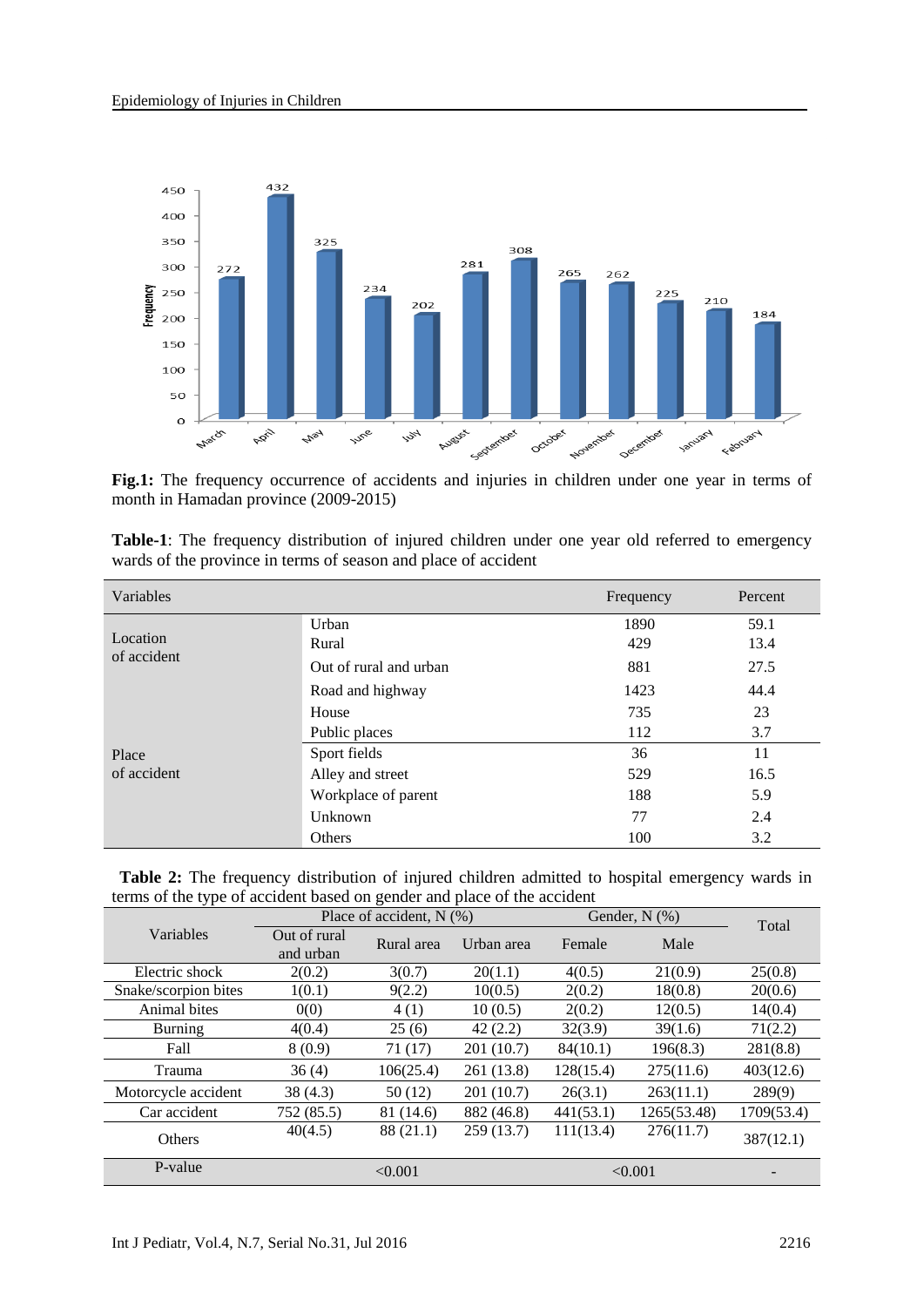**Fig.1:** The frequency occurrence of accidents and injuries in children under one year in terms of month in Hamadan province (2009-2015)

**Table-1**: The frequency distribution of injured children under one year old referred to emergency wards of the province in terms of season and place of accident

| Variables | | Frequency | Percent |
|---|---|---|---|
| Location of accident | Urban | 1890 | 59.1 |
| | Rural | 429 | 13.4 |
| | Out of rural and urban | 881 | 27.5 |
| Place of accident | Road and highway | 1423 | 44.4 |
| | House | 735 | 23 |
| | Public places | 112 | 3.7 |
| | Sport fields | 36 | 11 |
| | Alley and street | 529 | 16.5 |
| | Workplace of parent | 188 | 5.9 |
| | Unknown | 77 | 2.4 |
| | Others | 100 | 3.2 |

**Table 2:** The frequency distribution of injured children admitted to hospital emergency wards in terms of the type of accident based on gender and place of the accident

| Variables | Place of accident, N (%) | | | Gender, N (%) | | Total |
|---|---|---|---|---|---|---|
| | Out of rural and urban | Rural area | Urban area | Female | Male | |
| Electric shock | 2(0.2) | 3(0.7) | 20(1.1) | 4(0.5) | 21(0.9) | 25(0.8) |
| Snake/scorpion bites | 1(0.1) | 9(2.2) | 10(0.5) | 2(0.2) | 18(0.8) | 20(0.6) |
| Animal bites | 0(0) | 4 (1) | 10 (0.5) | 2(0.2) | 12(0.5) | 14(0.4) |
| Burning | 4(0.4) | 25 (6) | 42 (2.2) | 32(3.9) | 39(1.6) | 71(2.2) |
| Fall | 8 (0.9) | 71 (17) | 201 (10.7) | 84(10.1) | 196(8.3) | 281(8.8) |
| Trauma | 36 (4) | 106(25.4) | 261 (13.8) | 128(15.4) | 275(11.6) | 403(12.6) |
| Motorcycle accident | 38 (4.3) | 50 (12) | 201 (10.7) | 26(3.1) | 263(11.1) | 289(9) |
| Car accident | 752 (85.5) | 81 (14.6) | 882 (46.8) | 441(53.1) | 1265(53.48) | 1709(53.4) |
| Others | 40(4.5) | 88 (21.1) | 259 (13.7) | 111(13.4) | 276(11.7) | 387(12.1) |
| P-value | <0.001 | | | <0.001 | | - |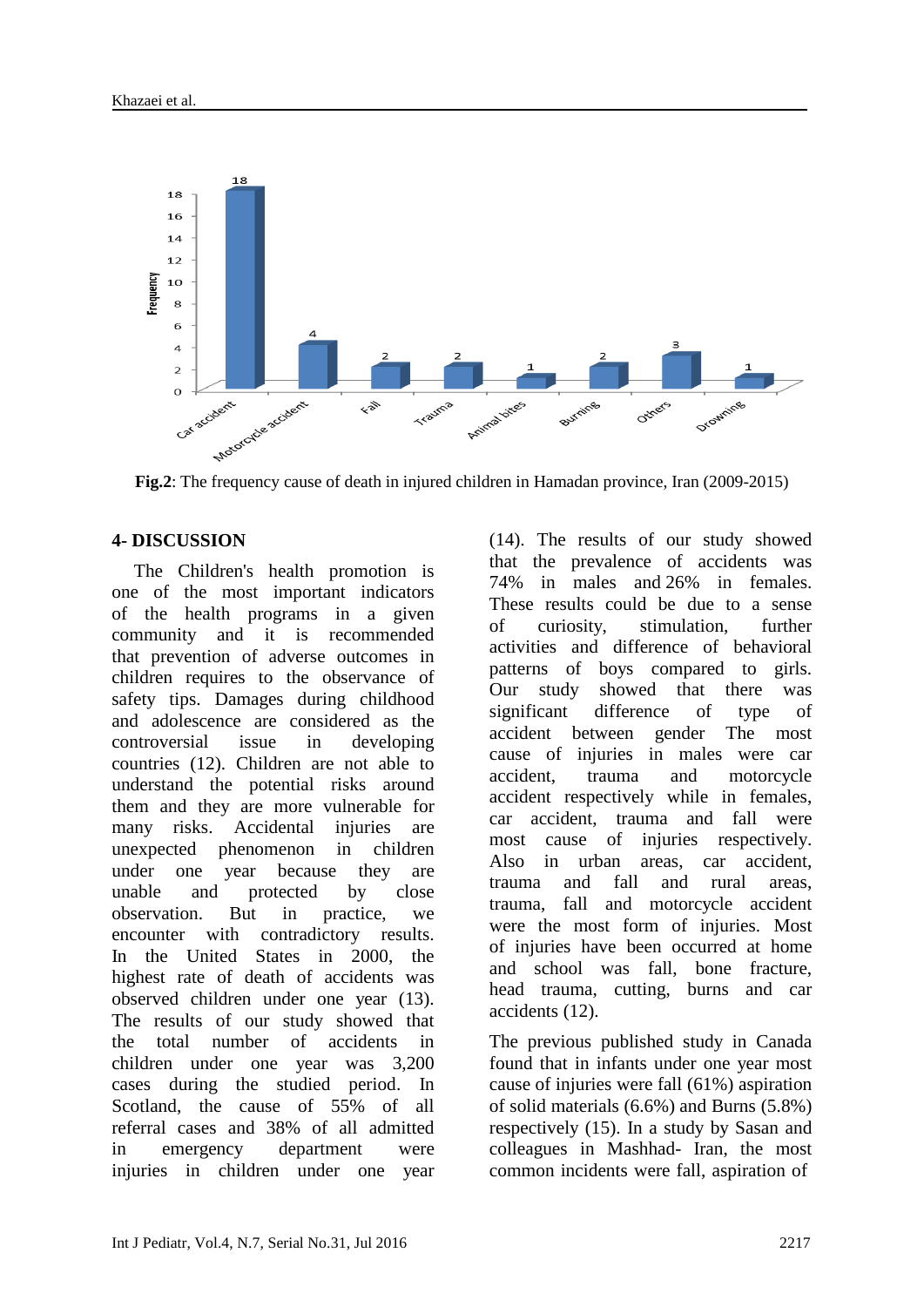**Fig.2**: The frequency cause of death in injured children in Hamadan province, Iran (2009-2015)

## 4- DISCUSSION

The Children's health promotion is one of the most important indicators of the health programs in a given community and it is recommended that prevention of adverse outcomes in children requires to the observance of safety tips. Damages during childhood and adolescence are considered as the controversial issue in developing countries (12). Children are not able to understand the potential risks around them and they are more vulnerable for many risks. Accidental injuries are unexpected phenomenon in children under one year because they are unable and protected by close observation. But in practice, we encounter with contradictory results. In the United States in 2000, the highest rate of death of accidents was observed children under one year (13). The results of our study showed that the total number of accidents in children under one year was 3,200 cases during the studied period. In Scotland, the cause of 55% of all referral cases and 38% of all admitted in emergency department were injuries in children under one year (14). The results of our study showed that the prevalence of accidents was 74% in males and 26% in females. These results could be due to a sense of curiosity, stimulation, further activities and difference of behavioral patterns of boys compared to girls. Our study showed that there was significant difference of type of accident between gender The most cause of injuries in males were car accident, trauma and motorcycle accident respectively while in females, car accident, trauma and fall were most cause of injuries respectively. Also in urban areas, car accident, trauma and fall and rural areas, trauma, fall and motorcycle accident were the most form of injuries. Most of injuries have been occurred at home and school was fall, bone fracture, head trauma, cutting, burns and car accidents (12).

The previous published study in Canada found that in infants under one year most cause of injuries were fall (61%) aspiration of solid materials (6.6%) and Burns (5.8%) respectively (15). In a study by Sasan and colleagues in Mashhad- Iran, the most common incidents were fall, aspiration of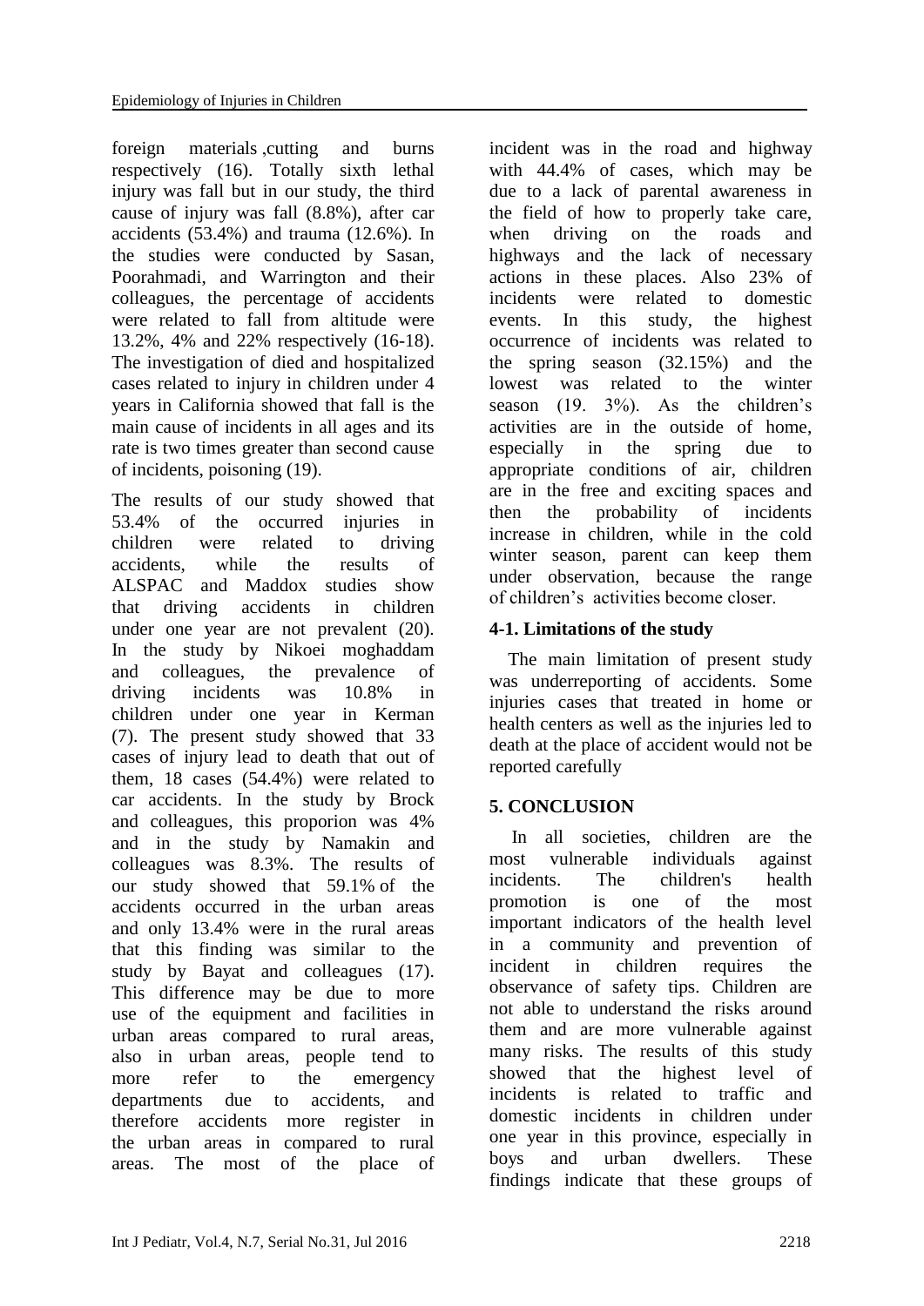foreign materials ,cutting and burns respectively (16). Totally sixth lethal injury was fall but in our study, the third cause of injury was fall (8.8%), after car accidents (53.4%) and trauma (12.6%). In the studies were conducted by Sasan, Poorahmadi, and Warrington and their colleagues, the percentage of accidents were related to fall from altitude were 13.2%, 4% and 22% respectively (16-18). The investigation of died and hospitalized cases related to injury in children under 4 years in California showed that fall is the main cause of incidents in all ages and its rate is two times greater than second cause of incidents, poisoning (19).

The results of our study showed that 53.4% of the occurred injuries in children were related to driving accidents, while the results of ALSPAC and Maddox studies show that driving accidents in children under one year are not prevalent (20). In the study by Nikoei moghaddam and colleagues, the prevalence of driving incidents was 10.8% in children under one year in Kerman (7). The present study showed that 33 cases of injury lead to death that out of them, 18 cases (54.4%) were related to car accidents. In the study by Brock and colleagues, this proporion was 4% and in the study by Namakin and colleagues was 8.3%. The results of our study showed that 59.1% of the accidents occurred in the urban areas and only 13.4% were in the rural areas that this finding was similar to the study by Bayat and colleagues (17). This difference may be due to more use of the equipment and facilities in urban areas compared to rural areas, also in urban areas, people tend to more refer to the emergency departments due to accidents, and therefore accidents more register in the urban areas in compared to rural areas. The most of the place of incident was in the road and highway with 44.4% of cases, which may be due to a lack of parental awareness in the field of how to properly take care, when driving on the roads and highways and the lack of necessary actions in these places. Also 23% of incidents were related to domestic events. In this study, the highest occurrence of incidents was related to the spring season (32.15%) and the lowest was related to the winter season (19. 3%). As the children's activities are in the outside of home, especially in the spring due to appropriate conditions of air, children are in the free and exciting spaces and then the probability of incidents increase in children, while in the cold winter season, parent can keep them under observation, because the range of children's activities become closer.

### 4-1. Limitations of the study

The main limitation of present study was underreporting of accidents. Some injuries cases that treated in home or health centers as well as the injuries led to death at the place of accident would not be reported carefully

## 5. CONCLUSION

In all societies, children are the most vulnerable individuals against incidents. The children's health promotion is one of the most important indicators of the health level in a community and prevention of incident in children requires the observance of safety tips. Children are not able to understand the risks around them and are more vulnerable against many risks. The results of this study showed that the highest level of incidents is related to traffic and domestic incidents in children under one year in this province, especially in boys and urban dwellers. These findings indicate that these groups of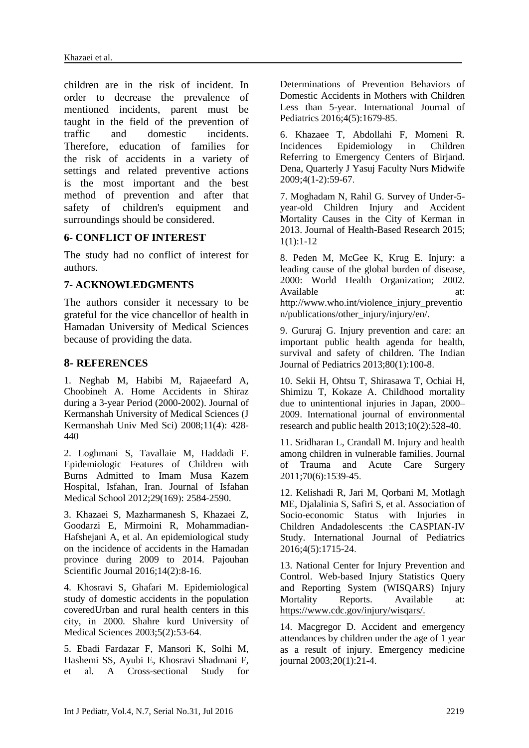children are in the risk of incident. In order to decrease the prevalence of mentioned incidents, parent must be taught in the field of the prevention of traffic and domestic incidents. Therefore, education of families for the risk of accidents in a variety of settings and related preventive actions is the most important and the best method of prevention and after that safety of children's equipment and surroundings should be considered.

## 6- CONFLICT OF INTEREST

The study had no conflict of interest for authors.

## 7- ACKNOWLEDGMENTS

The authors consider it necessary to be grateful for the vice chancellor of health in Hamadan University of Medical Sciences because of providing the data.

## 8- REFERENCES

1. Neghab M, Habibi M, Rajaeefard A, Choobineh A. Home Accidents in Shiraz during a 3-year Period (2000-2002). Journal of Kermanshah University of Medical Sciences (J Kermanshah Univ Med Sci) 2008;11(4): 428-440

2. Loghmani S, Tavallaie M, Haddadi F. Epidemiologic Features of Children with Burns Admitted to Imam Musa Kazem Hospital, Isfahan, Iran. Journal of Isfahan Medical School 2012;29(169): 2584-2590.

3. Khazaei S, Mazharmanesh S, Khazaei Z, Goodarzi E, Mirmoini R, Mohammadian-Hafshejani A, et al. An epidemiological study on the incidence of accidents in the Hamadan province during 2009 to 2014. Pajouhan Scientific Journal 2016;14(2):8-16.

4. Khosravi S, Ghafari M. Epidemiological study of domestic accidents in the population coveredUrban and rural health centers in this city, in 2000. Shahre kurd University of Medical Sciences 2003;5(2):53-64.

5. Ebadi Fardazar F, Mansori K, Solhi M, Hashemi SS, Ayubi E, Khosravi Shadmani F, et al. A Cross-sectional Study for Determinations of Prevention Behaviors of Domestic Accidents in Mothers with Children Less than 5-year. International Journal of Pediatrics 2016;4(5):1679-85.

6. Khazaee T, Abdollahi F, Momeni R. Incidences Epidemiology in Children Referring to Emergency Centers of Birjand. Dena, Quarterly J Yasuj Faculty Nurs Midwife 2009;4(1-2):59-67.

7. Moghadam N, Rahil G. Survey of Under-5-year-old Children Injury and Accident Mortality Causes in the City of Kerman in 2013. Journal of Health-Based Research 2015; 1(1):1-12

8. Peden M, McGee K, Krug E. Injury: a leading cause of the global burden of disease, 2000: World Health Organization; 2002. Available at: http://www.who.int/violence_injury_prevention/publications/other_injury/injury/en/.

9. Gururaj G. Injury prevention and care: an important public health agenda for health, survival and safety of children. The Indian Journal of Pediatrics 2013;80(1):100-8.

10. Sekii H, Ohtsu T, Shirasawa T, Ochiai H, Shimizu T, Kokaze A. Childhood mortality due to unintentional injuries in Japan, 2000–2009. International journal of environmental research and public health 2013;10(2):528-40.

11. Sridharan L, Crandall M. Injury and health among children in vulnerable families. Journal of Trauma and Acute Care Surgery 2011;70(6):1539-45.

12. Kelishadi R, Jari M, Qorbani M, Motlagh ME, Djalalinia S, Safiri S, et al. Association of Socio-economic Status with Injuries in Children Andadolescents :the CASPIAN-IV Study. International Journal of Pediatrics 2016;4(5):1715-24.

13. National Center for Injury Prevention and Control. Web-based Injury Statistics Query and Reporting System (WISQARS) Injury Mortality Reports. Available at: https://www.cdc.gov/injury/wisqars/.

14. Macgregor D. Accident and emergency attendances by children under the age of 1 year as a result of injury. Emergency medicine journal 2003;20(1):21-4.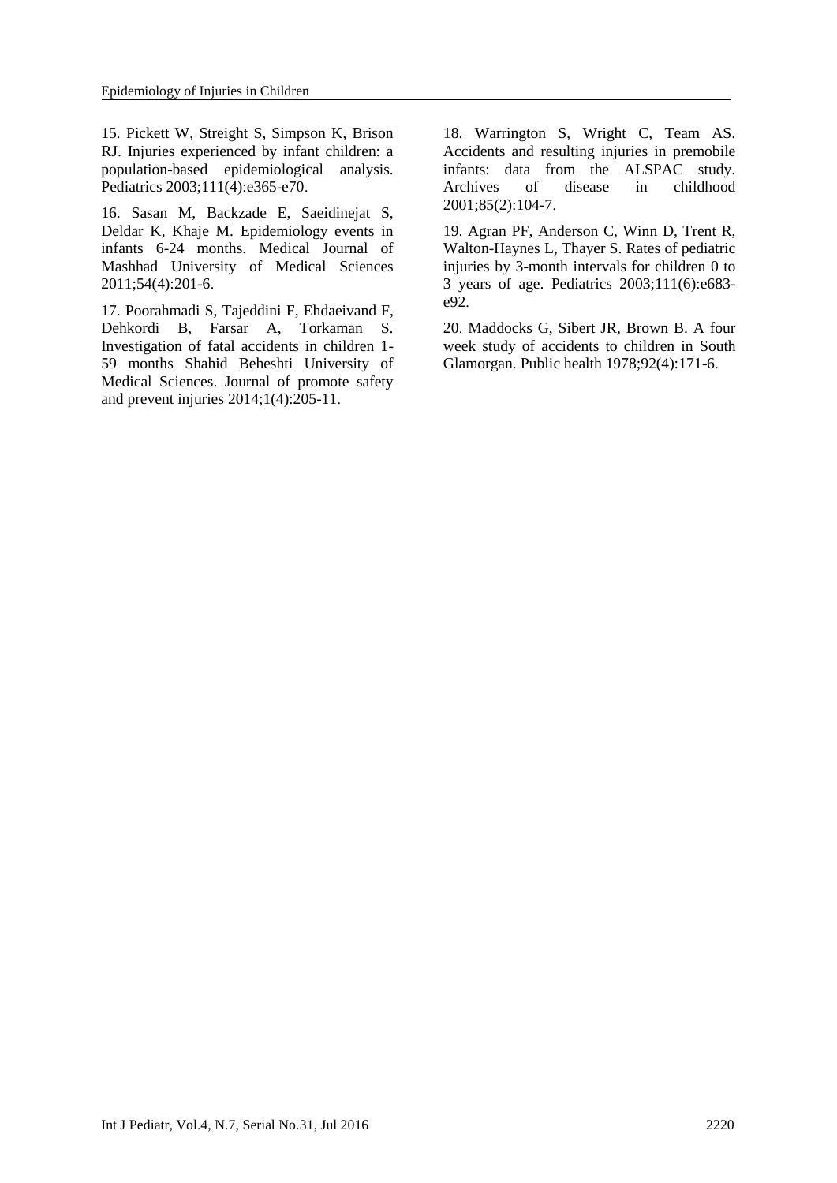15. Pickett W, Streight S, Simpson K, Brison RJ. Injuries experienced by infant children: a population-based epidemiological analysis. Pediatrics 2003;111(4):e365-e70.

16. Sasan M, Backzade E, Saeidinejat S, Deldar K, Khaje M. Epidemiology events in infants 6-24 months. Medical Journal of Mashhad University of Medical Sciences 2011;54(4):201-6.

17. Poorahmadi S, Tajeddini F, Ehdaeivand F, Dehkordi B, Farsar A, Torkaman S. Investigation of fatal accidents in children 1-59 months Shahid Beheshti University of Medical Sciences. Journal of promote safety and prevent injuries 2014;1(4):205-11.

18. Warrington S, Wright C, Team AS. Accidents and resulting injuries in premobile infants: data from the ALSPAC study. Archives of disease in childhood 2001;85(2):104-7.

19. Agran PF, Anderson C, Winn D, Trent R, Walton-Haynes L, Thayer S. Rates of pediatric injuries by 3-month intervals for children 0 to 3 years of age. Pediatrics 2003;111(6):e683-e92.

20. Maddocks G, Sibert JR, Brown B. A four week study of accidents to children in South Glamorgan. Public health 1978;92(4):171-6.